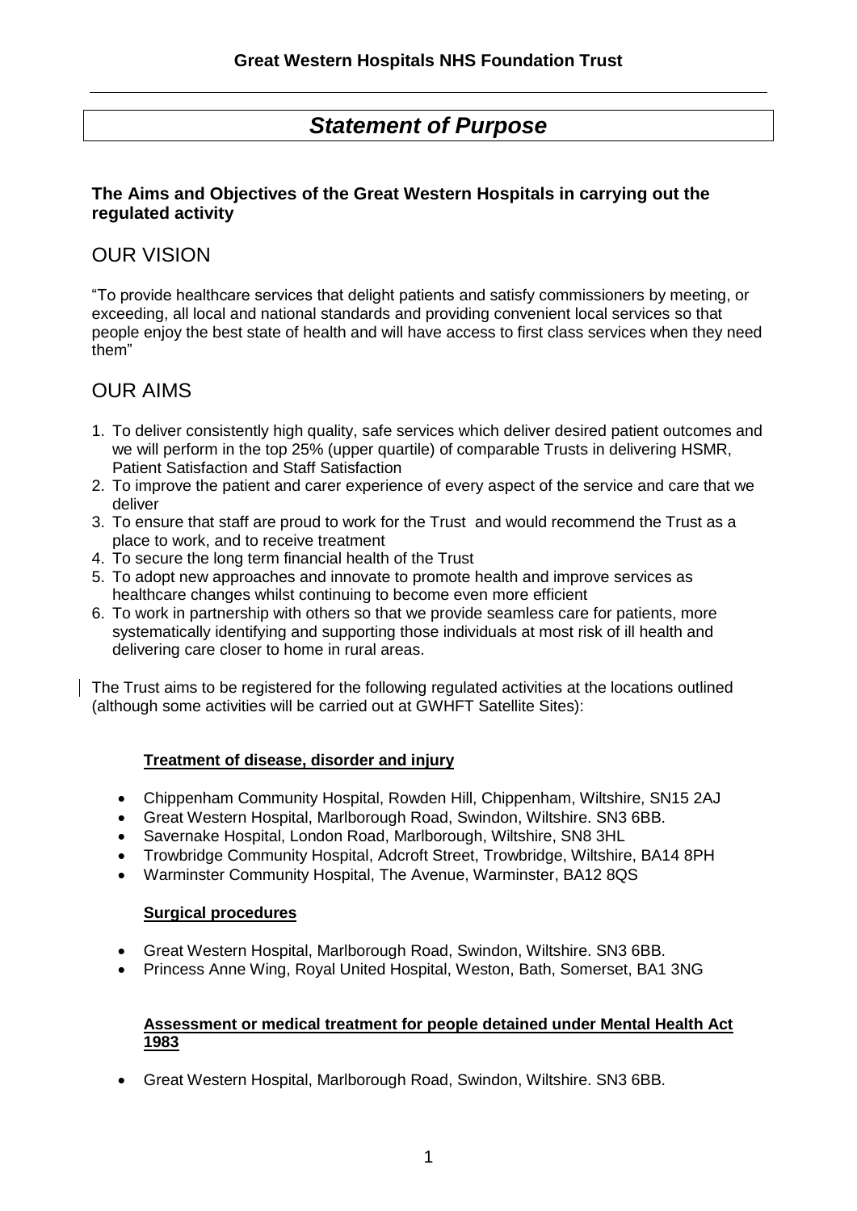# Statement of Purpose

**The Aims and Objectives of the Great Western Hospitals in carrying out the regulated activity**

## OUR VISION

"To provide healthcare services that delight patients and satisfy commissioners by meeting, or exceeding, all local and national standards and providing convenient local services so that people enjoy the best state of health and will have access to first class services when they need them"

## OUR AIMS

1. To deliver consistently high quality, safe services which deliver desired patient outcomes and we will perform in the top 25% (upper quartile) of comparable Trusts in delivering HSMR, Patient Satisfaction and Staff Satisfaction
2. To improve the patient and carer experience of every aspect of the service and care that we deliver
3. To ensure that staff are proud to work for the Trust and would recommend the Trust as a place to work, and to receive treatment
4. To secure the long term financial health of the Trust
5. To adopt new approaches and innovate to promote health and improve services as healthcare changes whilst continuing to become even more efficient
6. To work in partnership with others so that we provide seamless care for patients, more systematically identifying and supporting those individuals at most risk of ill health and delivering care closer to home in rural areas.

The Trust aims to be registered for the following regulated activities at the locations outlined (although some activities will be carried out at GWHFT Satellite Sites):

**Treatment of disease, disorder and injury**

- Chippenham Community Hospital, Rowden Hill, Chippenham, Wiltshire, SN15 2AJ
- Great Western Hospital, Marlborough Road, Swindon, Wiltshire. SN3 6BB.
- Savernake Hospital, London Road, Marlborough, Wiltshire, SN8 3HL
- Trowbridge Community Hospital, Adcroft Street, Trowbridge, Wiltshire, BA14 8PH
- Warminster Community Hospital, The Avenue, Warminster, BA12 8QS

**Surgical procedures**

- Great Western Hospital, Marlborough Road, Swindon, Wiltshire. SN3 6BB.
- Princess Anne Wing, Royal United Hospital, Weston, Bath, Somerset, BA1 3NG

**Assessment or medical treatment for people detained under Mental Health Act 1983**

- Great Western Hospital, Marlborough Road, Swindon, Wiltshire. SN3 6BB.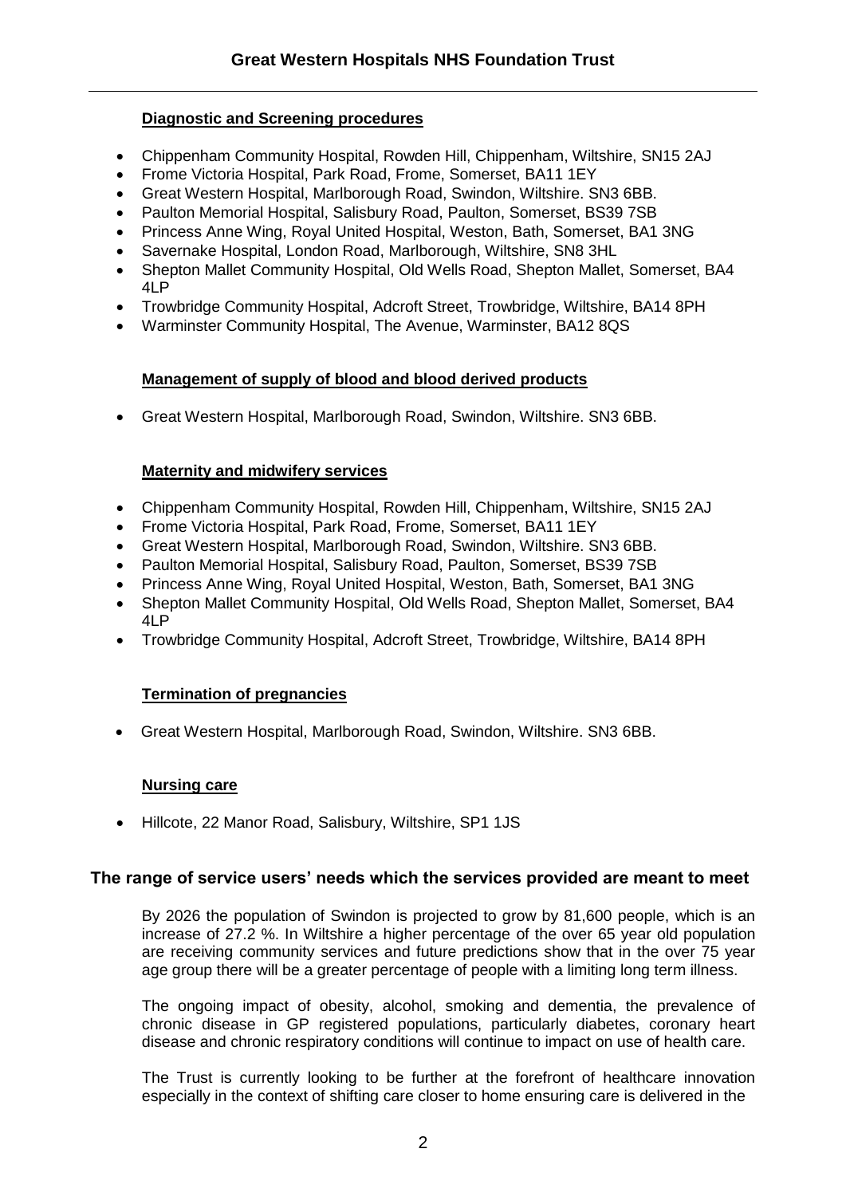#### Diagnostic and Screening procedures

- Chippenham Community Hospital, Rowden Hill, Chippenham, Wiltshire, SN15 2AJ
- Frome Victoria Hospital, Park Road, Frome, Somerset, BA11 1EY
- Great Western Hospital, Marlborough Road, Swindon, Wiltshire. SN3 6BB.
- Paulton Memorial Hospital, Salisbury Road, Paulton, Somerset, BS39 7SB
- Princess Anne Wing, Royal United Hospital, Weston, Bath, Somerset, BA1 3NG
- Savernake Hospital, London Road, Marlborough, Wiltshire, SN8 3HL
- Shepton Mallet Community Hospital, Old Wells Road, Shepton Mallet, Somerset, BA4 4LP
- Trowbridge Community Hospital, Adcroft Street, Trowbridge, Wiltshire, BA14 8PH
- Warminster Community Hospital, The Avenue, Warminster, BA12 8QS

#### Management of supply of blood and blood derived products

- Great Western Hospital, Marlborough Road, Swindon, Wiltshire. SN3 6BB.

#### Maternity and midwifery services

- Chippenham Community Hospital, Rowden Hill, Chippenham, Wiltshire, SN15 2AJ
- Frome Victoria Hospital, Park Road, Frome, Somerset, BA11 1EY
- Great Western Hospital, Marlborough Road, Swindon, Wiltshire. SN3 6BB.
- Paulton Memorial Hospital, Salisbury Road, Paulton, Somerset, BS39 7SB
- Princess Anne Wing, Royal United Hospital, Weston, Bath, Somerset, BA1 3NG
- Shepton Mallet Community Hospital, Old Wells Road, Shepton Mallet, Somerset, BA4 4LP
- Trowbridge Community Hospital, Adcroft Street, Trowbridge, Wiltshire, BA14 8PH

#### Termination of pregnancies

- Great Western Hospital, Marlborough Road, Swindon, Wiltshire. SN3 6BB.

#### Nursing care

- Hillcote, 22 Manor Road, Salisbury, Wiltshire, SP1 1JS

### The range of service users' needs which the services provided are meant to meet

By 2026 the population of Swindon is projected to grow by 81,600 people, which is an increase of 27.2 %. In Wiltshire a higher percentage of the over 65 year old population are receiving community services and future predictions show that in the over 75 year age group there will be a greater percentage of people with a limiting long term illness.

The ongoing impact of obesity, alcohol, smoking and dementia, the prevalence of chronic disease in GP registered populations, particularly diabetes, coronary heart disease and chronic respiratory conditions will continue to impact on use of health care.

The Trust is currently looking to be further at the forefront of healthcare innovation especially in the context of shifting care closer to home ensuring care is delivered in the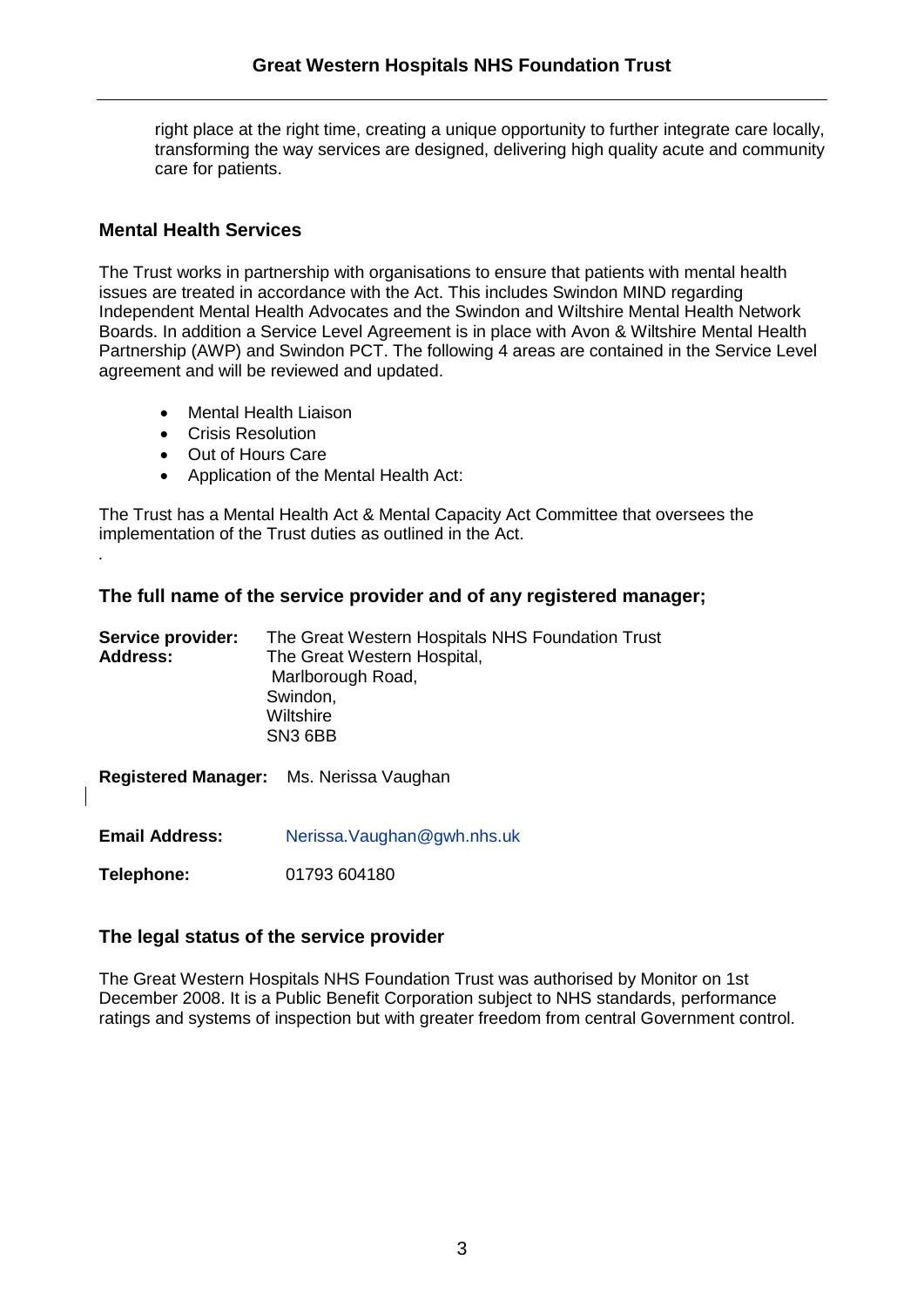right place at the right time, creating a unique opportunity to further integrate care locally, transforming the way services are designed, delivering high quality acute and community care for patients.

## Mental Health Services

The Trust works in partnership with organisations to ensure that patients with mental health issues are treated in accordance with the Act. This includes Swindon MIND regarding Independent Mental Health Advocates and the Swindon and Wiltshire Mental Health Network Boards. In addition a Service Level Agreement is in place with Avon & Wiltshire Mental Health Partnership (AWP) and Swindon PCT. The following 4 areas are contained in the Service Level agreement and will be reviewed and updated.

- Mental Health Liaison
- Crisis Resolution
- Out of Hours Care
- Application of the Mental Health Act:

The Trust has a Mental Health Act & Mental Capacity Act Committee that oversees the implementation of the Trust duties as outlined in the Act.

.

## The full name of the service provider and of any registered manager;

**Service provider:** The Great Western Hospitals NHS Foundation Trust
**Address:** The Great Western Hospital,
Marlborough Road,
Swindon,
Wiltshire
SN3 6BB

**Registered Manager:** Ms. Nerissa Vaughan

**Email Address:** Nerissa.Vaughan@gwh.nhs.uk

**Telephone:** 01793 604180

## The legal status of the service provider

The Great Western Hospitals NHS Foundation Trust was authorised by Monitor on 1st December 2008. It is a Public Benefit Corporation subject to NHS standards, performance ratings and systems of inspection but with greater freedom from central Government control.